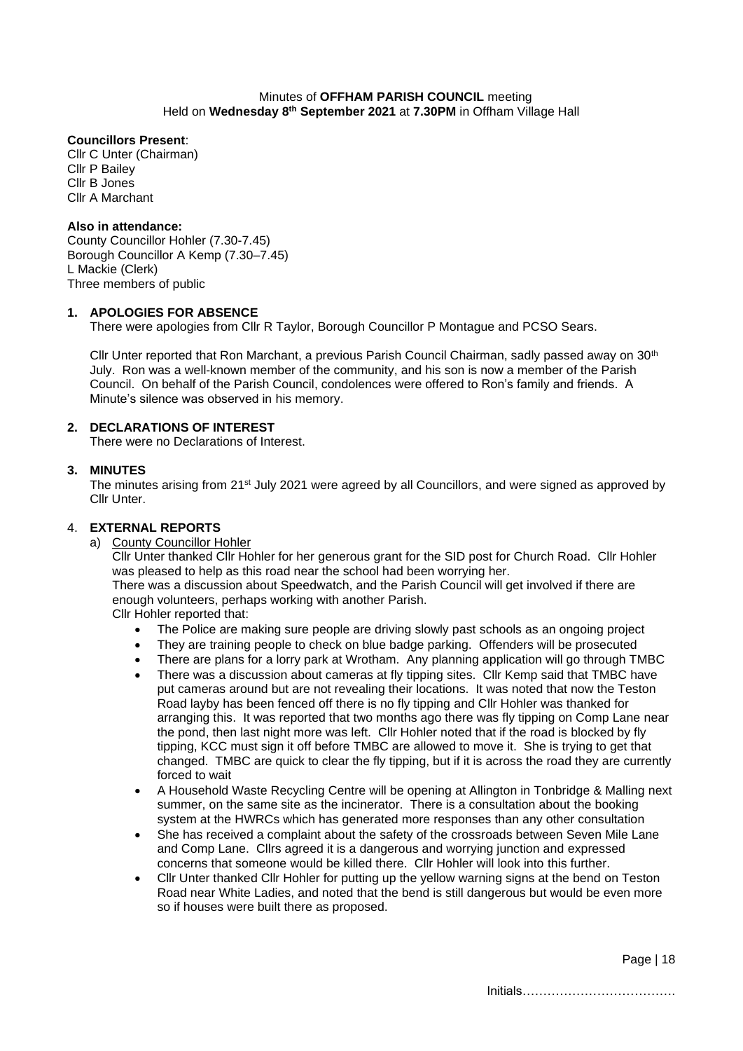Minutes of **OFFHAM PARISH COUNCIL** meeting
Held on **Wednesday 8th September 2021** at **7.30PM** in Offham Village Hall

**Councillors Present**:
Cllr C Unter (Chairman)
Cllr P Bailey
Cllr B Jones
Cllr A Marchant

**Also in attendance:**
County Councillor Hohler (7.30-7.45)
Borough Councillor A Kemp (7.30–7.45)
L Mackie (Clerk)
Three members of public

## 1. APOLOGIES FOR ABSENCE

There were apologies from Cllr R Taylor, Borough Councillor P Montague and PCSO Sears.

Cllr Unter reported that Ron Marchant, a previous Parish Council Chairman, sadly passed away on 30th July. Ron was a well-known member of the community, and his son is now a member of the Parish Council. On behalf of the Parish Council, condolences were offered to Ron's family and friends. A Minute's silence was observed in his memory.

## 2. DECLARATIONS OF INTEREST

There were no Declarations of Interest.

## 3. MINUTES

The minutes arising from 21st July 2021 were agreed by all Councillors, and were signed as approved by Cllr Unter.

## 4. EXTERNAL REPORTS

a) County Councillor Hohler

Cllr Unter thanked Cllr Hohler for her generous grant for the SID post for Church Road. Cllr Hohler was pleased to help as this road near the school had been worrying her.
There was a discussion about Speedwatch, and the Parish Council will get involved if there are enough volunteers, perhaps working with another Parish.
Cllr Hohler reported that:

- The Police are making sure people are driving slowly past schools as an ongoing project
- They are training people to check on blue badge parking. Offenders will be prosecuted
- There are plans for a lorry park at Wrotham. Any planning application will go through TMBC
- There was a discussion about cameras at fly tipping sites. Cllr Kemp said that TMBC have put cameras around but are not revealing their locations. It was noted that now the Teston Road layby has been fenced off there is no fly tipping and Cllr Hohler was thanked for arranging this. It was reported that two months ago there was fly tipping on Comp Lane near the pond, then last night more was left. Cllr Hohler noted that if the road is blocked by fly tipping, KCC must sign it off before TMBC are allowed to move it. She is trying to get that changed. TMBC are quick to clear the fly tipping, but if it is across the road they are currently forced to wait
- A Household Waste Recycling Centre will be opening at Allington in Tonbridge & Malling next summer, on the same site as the incinerator. There is a consultation about the booking system at the HWRCs which has generated more responses than any other consultation
- She has received a complaint about the safety of the crossroads between Seven Mile Lane and Comp Lane. Cllrs agreed it is a dangerous and worrying junction and expressed concerns that someone would be killed there. Cllr Hohler will look into this further.
- Cllr Unter thanked Cllr Hohler for putting up the yellow warning signs at the bend on Teston Road near White Ladies, and noted that the bend is still dangerous but would be even more so if houses were built there as proposed.

Initials……………………………….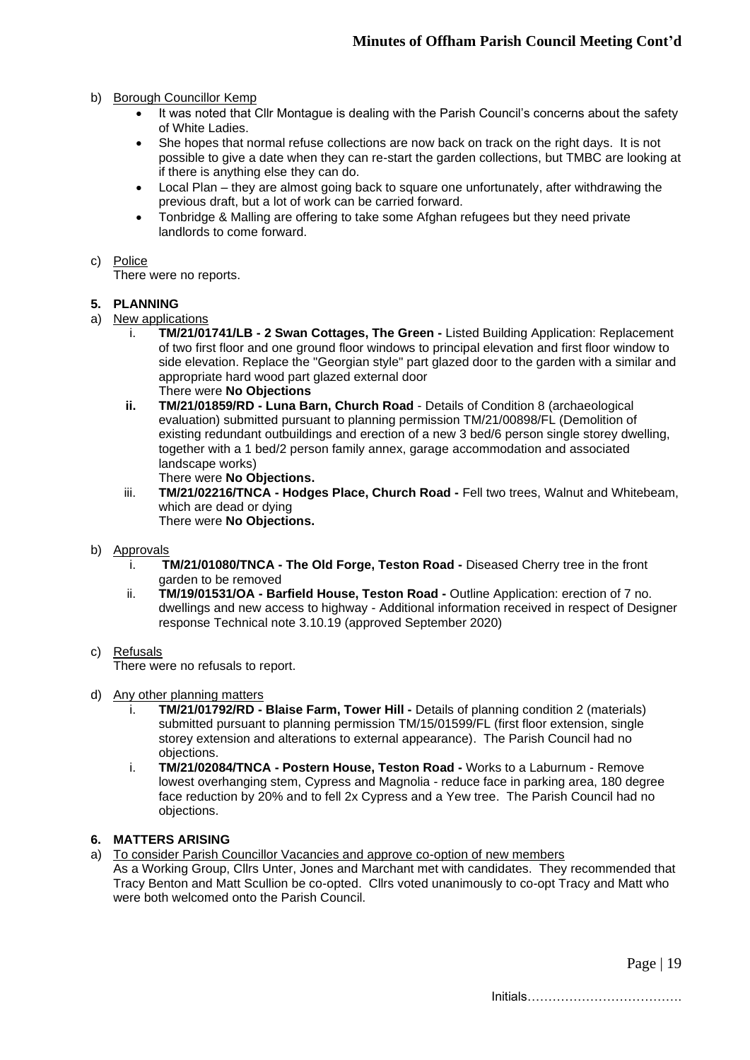b) Borough Councillor Kemp

- It was noted that Cllr Montague is dealing with the Parish Council's concerns about the safety of White Ladies.
- She hopes that normal refuse collections are now back on track on the right days. It is not possible to give a date when they can re-start the garden collections, but TMBC are looking at if there is anything else they can do.
- Local Plan – they are almost going back to square one unfortunately, after withdrawing the previous draft, but a lot of work can be carried forward.
- Tonbridge & Malling are offering to take some Afghan refugees but they need private landlords to come forward.

c) Police

There were no reports.

## 5. PLANNING

a) New applications

i. **TM/21/01741/LB - 2 Swan Cottages, The Green -** Listed Building Application: Replacement of two first floor and one ground floor windows to principal elevation and first floor window to side elevation. Replace the "Georgian style" part glazed door to the garden with a similar and appropriate hard wood part glazed external door
There were **No Objections**

**ii. TM/21/01859/RD - Luna Barn, Church Road** - Details of Condition 8 (archaeological evaluation) submitted pursuant to planning permission TM/21/00898/FL (Demolition of existing redundant outbuildings and erection of a new 3 bed/6 person single storey dwelling, together with a 1 bed/2 person family annex, garage accommodation and associated landscape works)
There were **No Objections.**

iii. **TM/21/02216/TNCA - Hodges Place, Church Road -** Fell two trees, Walnut and Whitebeam, which are dead or dying
There were **No Objections.**

b) Approvals

i. **TM/21/01080/TNCA - The Old Forge, Teston Road -** Diseased Cherry tree in the front garden to be removed

ii. **TM/19/01531/OA - Barfield House, Teston Road -** Outline Application: erection of 7 no. dwellings and new access to highway - Additional information received in respect of Designer response Technical note 3.10.19 (approved September 2020)

c) Refusals

There were no refusals to report.

d) Any other planning matters

i. **TM/21/01792/RD - Blaise Farm, Tower Hill -** Details of planning condition 2 (materials) submitted pursuant to planning permission TM/15/01599/FL (first floor extension, single storey extension and alterations to external appearance). The Parish Council had no objections.

i. **TM/21/02084/TNCA - Postern House, Teston Road -** Works to a Laburnum - Remove lowest overhanging stem, Cypress and Magnolia - reduce face in parking area, 180 degree face reduction by 20% and to fell 2x Cypress and a Yew tree. The Parish Council had no objections.

## 6. MATTERS ARISING

a) To consider Parish Councillor Vacancies and approve co-option of new members

As a Working Group, Cllrs Unter, Jones and Marchant met with candidates. They recommended that Tracy Benton and Matt Scullion be co-opted. Cllrs voted unanimously to co-opt Tracy and Matt who were both welcomed onto the Parish Council.

Initials……………………………….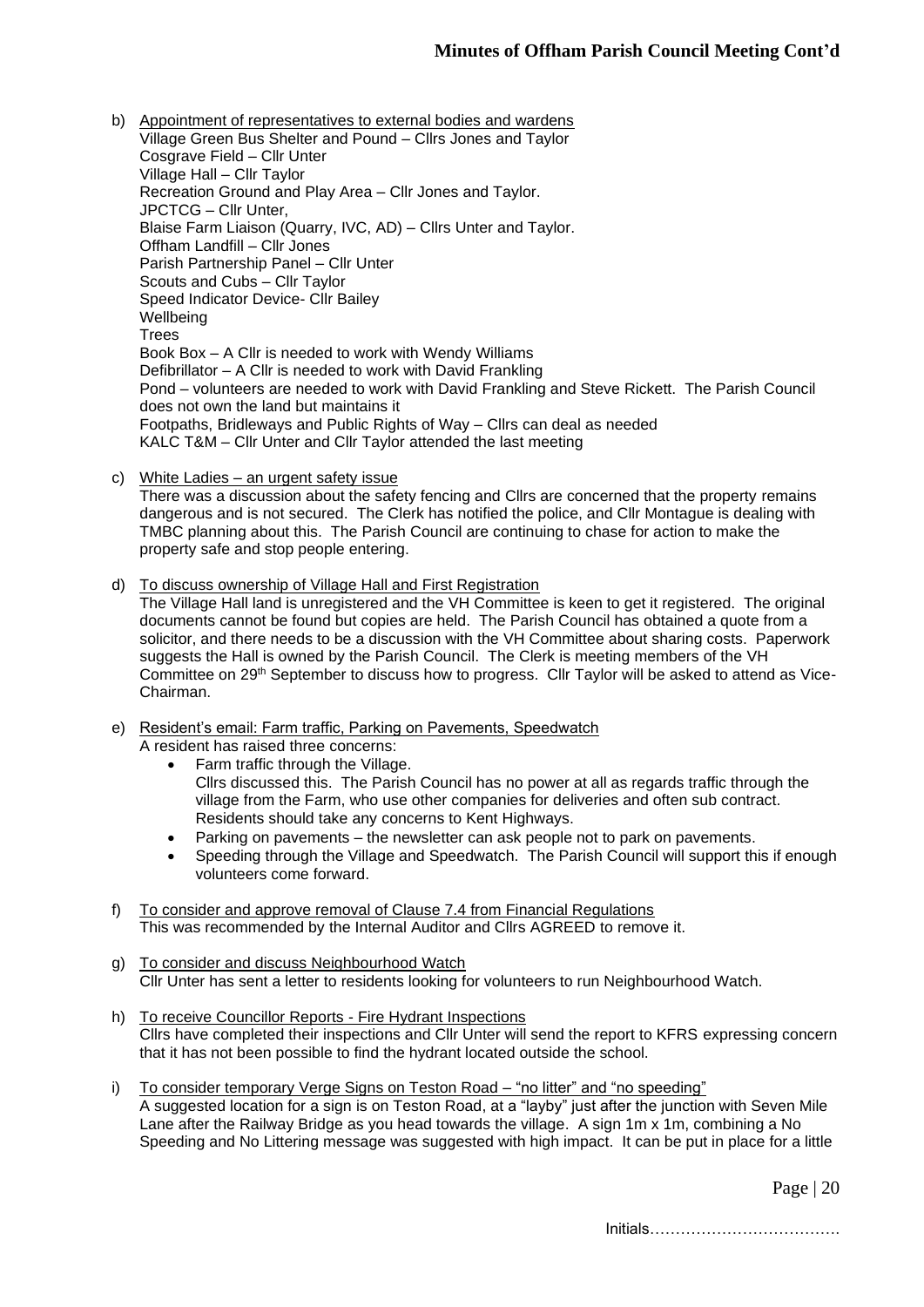b) Appointment of representatives to external bodies and wardens
Village Green Bus Shelter and Pound – Cllrs Jones and Taylor
Cosgrave Field – Cllr Unter
Village Hall – Cllr Taylor
Recreation Ground and Play Area – Cllr Jones and Taylor.
JPCTCG – Cllr Unter,
Blaise Farm Liaison (Quarry, IVC, AD) – Cllrs Unter and Taylor.
Offham Landfill – Cllr Jones
Parish Partnership Panel – Cllr Unter
Scouts and Cubs – Cllr Taylor
Speed Indicator Device- Cllr Bailey
Wellbeing
Trees
Book Box – A Cllr is needed to work with Wendy Williams
Defibrillator – A Cllr is needed to work with David Frankling
Pond – volunteers are needed to work with David Frankling and Steve Rickett. The Parish Council does not own the land but maintains it
Footpaths, Bridleways and Public Rights of Way – Cllrs can deal as needed
KALC T&M – Cllr Unter and Cllr Taylor attended the last meeting

c) White Ladies – an urgent safety issue
There was a discussion about the safety fencing and Cllrs are concerned that the property remains dangerous and is not secured. The Clerk has notified the police, and Cllr Montague is dealing with TMBC planning about this. The Parish Council are continuing to chase for action to make the property safe and stop people entering.

d) To discuss ownership of Village Hall and First Registration
The Village Hall land is unregistered and the VH Committee is keen to get it registered. The original documents cannot be found but copies are held. The Parish Council has obtained a quote from a solicitor, and there needs to be a discussion with the VH Committee about sharing costs. Paperwork suggests the Hall is owned by the Parish Council. The Clerk is meeting members of the VH Committee on 29th September to discuss how to progress. Cllr Taylor will be asked to attend as Vice-Chairman.

e) Resident's email: Farm traffic, Parking on Pavements, Speedwatch
A resident has raised three concerns:
- Farm traffic through the Village.
  Cllrs discussed this. The Parish Council has no power at all as regards traffic through the village from the Farm, who use other companies for deliveries and often sub contract. Residents should take any concerns to Kent Highways.
- Parking on pavements – the newsletter can ask people not to park on pavements.
- Speeding through the Village and Speedwatch. The Parish Council will support this if enough volunteers come forward.

f) To consider and approve removal of Clause 7.4 from Financial Regulations
This was recommended by the Internal Auditor and Cllrs AGREED to remove it.

g) To consider and discuss Neighbourhood Watch
Cllr Unter has sent a letter to residents looking for volunteers to run Neighbourhood Watch.

h) To receive Councillor Reports - Fire Hydrant Inspections
Cllrs have completed their inspections and Cllr Unter will send the report to KFRS expressing concern that it has not been possible to find the hydrant located outside the school.

i) To consider temporary Verge Signs on Teston Road – "no litter" and "no speeding"
A suggested location for a sign is on Teston Road, at a "layby" just after the junction with Seven Mile Lane after the Railway Bridge as you head towards the village. A sign 1m x 1m, combining a No Speeding and No Littering message was suggested with high impact. It can be put in place for a little

Initials……………………………….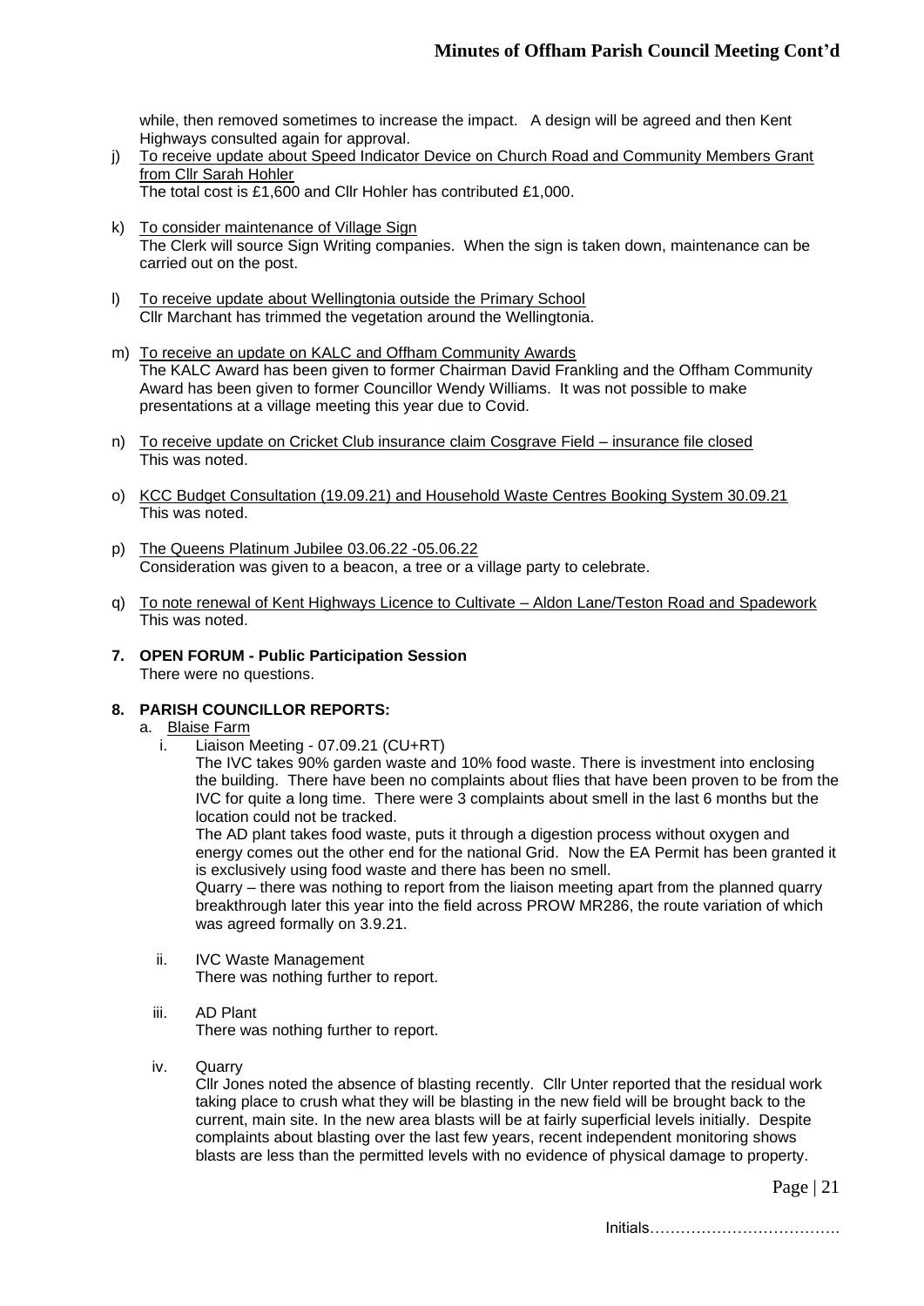while, then removed sometimes to increase the impact. A design will be agreed and then Kent Highways consulted again for approval.

j) To receive update about Speed Indicator Device on Church Road and Community Members Grant from Cllr Sarah Hohler
The total cost is £1,600 and Cllr Hohler has contributed £1,000.

k) To consider maintenance of Village Sign
The Clerk will source Sign Writing companies. When the sign is taken down, maintenance can be carried out on the post.

l) To receive update about Wellingtonia outside the Primary School
Cllr Marchant has trimmed the vegetation around the Wellingtonia.

m) To receive an update on KALC and Offham Community Awards
The KALC Award has been given to former Chairman David Frankling and the Offham Community Award has been given to former Councillor Wendy Williams. It was not possible to make presentations at a village meeting this year due to Covid.

n) To receive update on Cricket Club insurance claim Cosgrave Field – insurance file closed
This was noted.

o) KCC Budget Consultation (19.09.21) and Household Waste Centres Booking System 30.09.21
This was noted.

p) The Queens Platinum Jubilee 03.06.22 -05.06.22
Consideration was given to a beacon, a tree or a village party to celebrate.

q) To note renewal of Kent Highways Licence to Cultivate – Aldon Lane/Teston Road and Spadework
This was noted.

**7. OPEN FORUM - Public Participation Session**
There were no questions.

**8. PARISH COUNCILLOR REPORTS:**

a. Blaise Farm

i. Liaison Meeting - 07.09.21 (CU+RT)
The IVC takes 90% garden waste and 10% food waste. There is investment into enclosing the building. There have been no complaints about flies that have been proven to be from the IVC for quite a long time. There were 3 complaints about smell in the last 6 months but the location could not be tracked.
The AD plant takes food waste, puts it through a digestion process without oxygen and energy comes out the other end for the national Grid. Now the EA Permit has been granted it is exclusively using food waste and there has been no smell.
Quarry – there was nothing to report from the liaison meeting apart from the planned quarry breakthrough later this year into the field across PROW MR286, the route variation of which was agreed formally on 3.9.21.

ii. IVC Waste Management
There was nothing further to report.

iii. AD Plant
There was nothing further to report.

iv. Quarry
Cllr Jones noted the absence of blasting recently. Cllr Unter reported that the residual work taking place to crush what they will be blasting in the new field will be brought back to the current, main site. In the new area blasts will be at fairly superficial levels initially. Despite complaints about blasting over the last few years, recent independent monitoring shows blasts are less than the permitted levels with no evidence of physical damage to property.

Initials……………………………….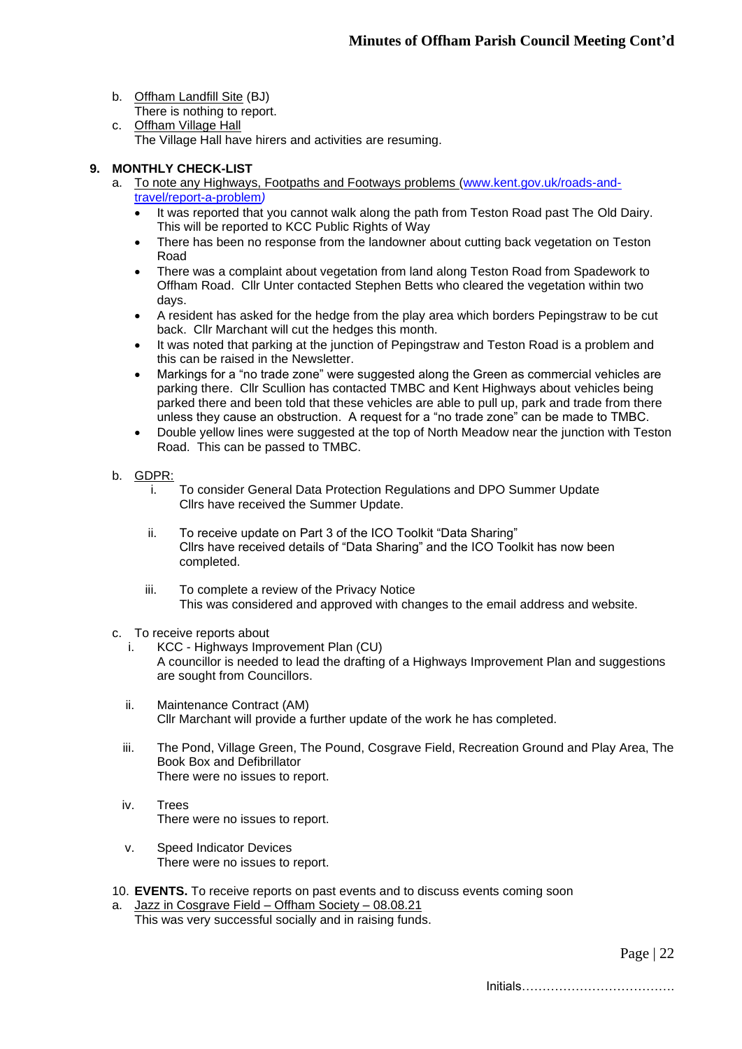b. Offham Landfill Site (BJ)
   There is nothing to report.
c. Offham Village Hall
   The Village Hall have hirers and activities are resuming.

**9. MONTHLY CHECK-LIST**

a. To note any Highways, Footpaths and Footways problems (www.kent.gov.uk/roads-and-travel/report-a-problem)
   - It was reported that you cannot walk along the path from Teston Road past The Old Dairy. This will be reported to KCC Public Rights of Way
   - There has been no response from the landowner about cutting back vegetation on Teston Road
   - There was a complaint about vegetation from land along Teston Road from Spadework to Offham Road. Cllr Unter contacted Stephen Betts who cleared the vegetation within two days.
   - A resident has asked for the hedge from the play area which borders Pepingstraw to be cut back. Cllr Marchant will cut the hedges this month.
   - It was noted that parking at the junction of Pepingstraw and Teston Road is a problem and this can be raised in the Newsletter.
   - Markings for a "no trade zone" were suggested along the Green as commercial vehicles are parking there. Cllr Scullion has contacted TMBC and Kent Highways about vehicles being parked there and been told that these vehicles are able to pull up, park and trade from there unless they cause an obstruction. A request for a "no trade zone" can be made to TMBC.
   - Double yellow lines were suggested at the top of North Meadow near the junction with Teston Road. This can be passed to TMBC.

b. GDPR:
   i. To consider General Data Protection Regulations and DPO Summer Update
      Cllrs have received the Summer Update.

   ii. To receive update on Part 3 of the ICO Toolkit "Data Sharing"
      Cllrs have received details of "Data Sharing" and the ICO Toolkit has now been completed.

   iii. To complete a review of the Privacy Notice
      This was considered and approved with changes to the email address and website.

c. To receive reports about
   i. KCC - Highways Improvement Plan (CU)
      A councillor is needed to lead the drafting of a Highways Improvement Plan and suggestions are sought from Councillors.

   ii. Maintenance Contract (AM)
      Cllr Marchant will provide a further update of the work he has completed.

   iii. The Pond, Village Green, The Pound, Cosgrave Field, Recreation Ground and Play Area, The Book Box and Defibrillator
      There were no issues to report.

   iv. Trees
      There were no issues to report.

   v. Speed Indicator Devices
      There were no issues to report.

10. **EVENTS.** To receive reports on past events and to discuss events coming soon

a. Jazz in Cosgrave Field – Offham Society – 08.08.21
   This was very successful socially and in raising funds.

Initials……………………………….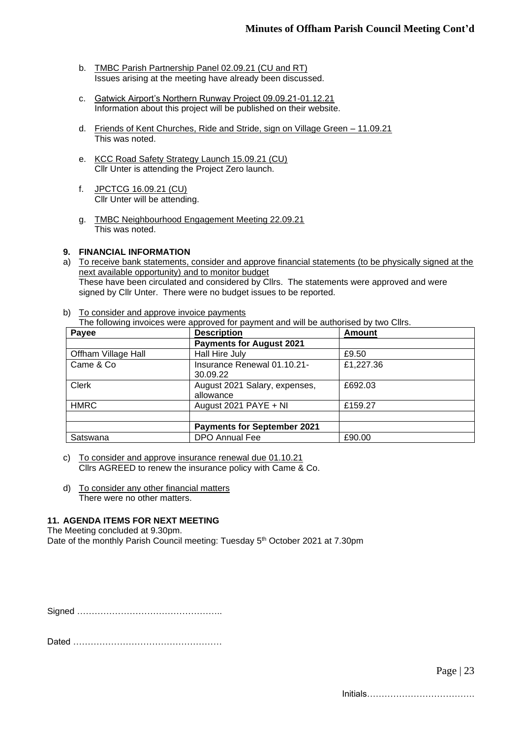b. TMBC Parish Partnership Panel 02.09.21 (CU and RT)
   Issues arising at the meeting have already been discussed.

c. Gatwick Airport's Northern Runway Project 09.09.21-01.12.21
   Information about this project will be published on their website.

d. Friends of Kent Churches, Ride and Stride, sign on Village Green – 11.09.21
   This was noted.

e. KCC Road Safety Strategy Launch 15.09.21 (CU)
   Cllr Unter is attending the Project Zero launch.

f. JPCTCG 16.09.21 (CU)
   Cllr Unter will be attending.

g. TMBC Neighbourhood Engagement Meeting 22.09.21
   This was noted.

**9. FINANCIAL INFORMATION**

a) To receive bank statements, consider and approve financial statements (to be physically signed at the next available opportunity) and to monitor budget
   These have been circulated and considered by Cllrs. The statements were approved and were signed by Cllr Unter. There were no budget issues to be reported.

b) To consider and approve invoice payments
   The following invoices were approved for payment and will be authorised by two Cllrs.

| Payee | Description | Amount |
|---|---|---|
| | **Payments for August 2021** | |
| Offham Village Hall | Hall Hire July | £9.50 |
| Came & Co | Insurance Renewal 01.10.21-30.09.22 | £1,227.36 |
| Clerk | August 2021 Salary, expenses, allowance | £692.03 |
| HMRC | August 2021 PAYE + NI | £159.27 |
| | | |
| | **Payments for September 2021** | |
| Satswana | DPO Annual Fee | £90.00 |

c) To consider and approve insurance renewal due 01.10.21
   Cllrs AGREED to renew the insurance policy with Came & Co.

d) To consider any other financial matters
   There were no other matters.

**11. AGENDA ITEMS FOR NEXT MEETING**

The Meeting concluded at 9.30pm.
Date of the monthly Parish Council meeting: Tuesday 5th October 2021 at 7.30pm

Signed …………………………………………..

Dated ……………………………………………

Initials………………………………